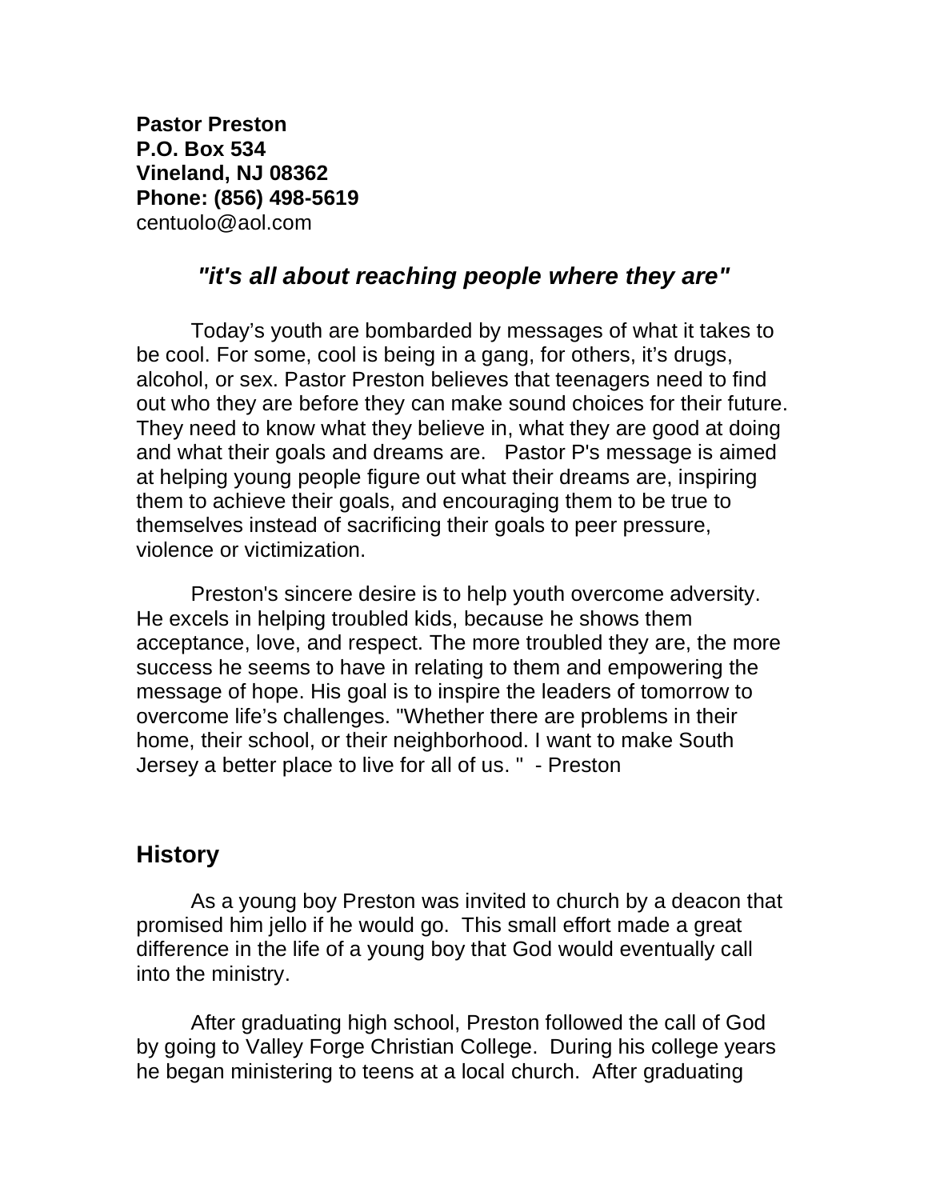**Pastor Preston**  
**P.O. Box 534**  
**Vineland, NJ 08362**  
**Phone: (856) 498-5619**  
centuolo@aol.com

***"it's all about reaching people where they are"***

Today's youth are bombarded by messages of what it takes to be cool. For some, cool is being in a gang, for others, it's drugs, alcohol, or sex. Pastor Preston believes that teenagers need to find out who they are before they can make sound choices for their future. They need to know what they believe in, what they are good at doing and what their goals and dreams are. Pastor P's message is aimed at helping young people figure out what their dreams are, inspiring them to achieve their goals, and encouraging them to be true to themselves instead of sacrificing their goals to peer pressure, violence or victimization.

Preston's sincere desire is to help youth overcome adversity. He excels in helping troubled kids, because he shows them acceptance, love, and respect. The more troubled they are, the more success he seems to have in relating to them and empowering the message of hope. His goal is to inspire the leaders of tomorrow to overcome life's challenges. "Whether there are problems in their home, their school, or their neighborhood. I want to make South Jersey a better place to live for all of us. " - Preston

## History

As a young boy Preston was invited to church by a deacon that promised him jello if he would go. This small effort made a great difference in the life of a young boy that God would eventually call into the ministry.

After graduating high school, Preston followed the call of God by going to Valley Forge Christian College. During his college years he began ministering to teens at a local church. After graduating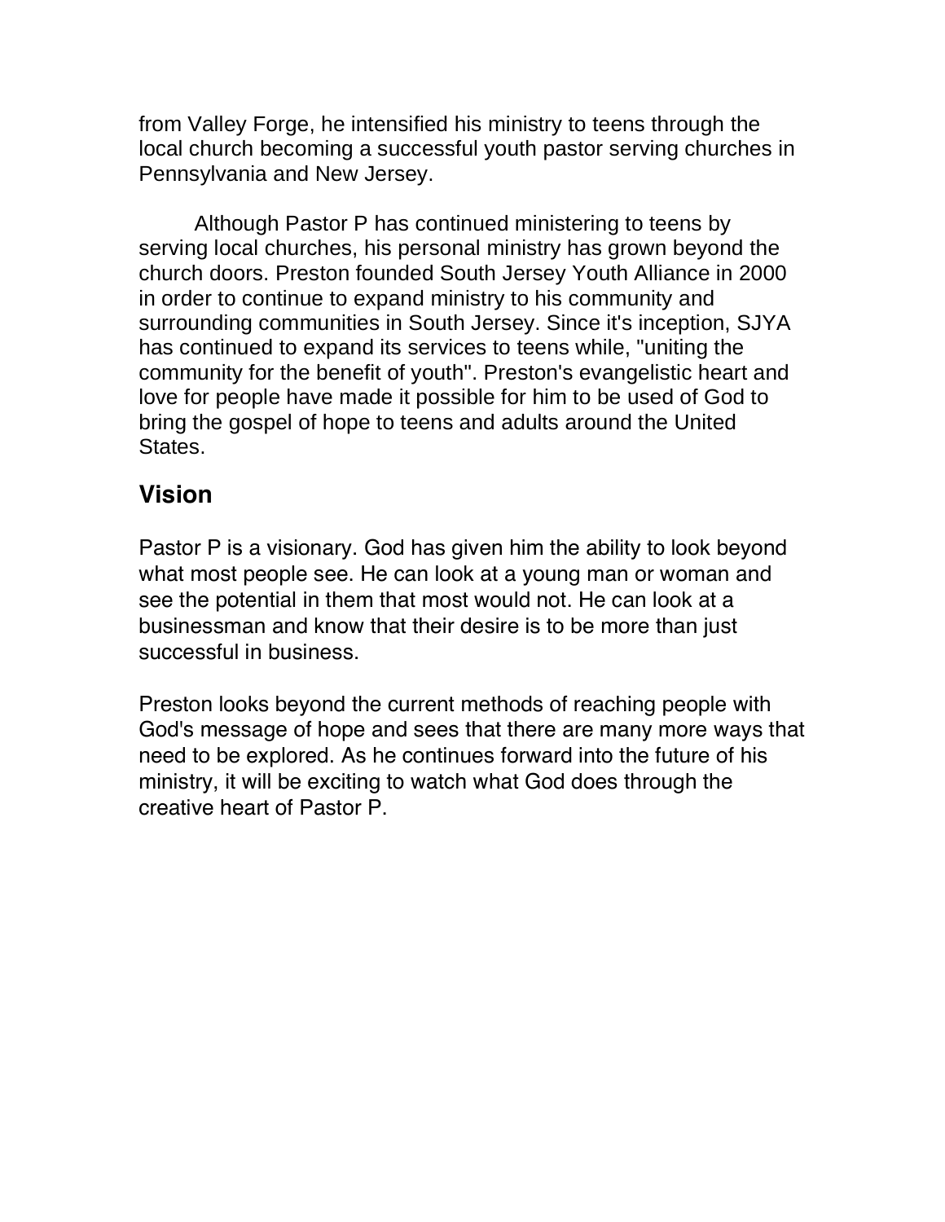from Valley Forge, he intensified his ministry to teens through the local church becoming a successful youth pastor serving churches in Pennsylvania and New Jersey.

Although Pastor P has continued ministering to teens by serving local churches, his personal ministry has grown beyond the church doors. Preston founded South Jersey Youth Alliance in 2000 in order to continue to expand ministry to his community and surrounding communities in South Jersey. Since it's inception, SJYA has continued to expand its services to teens while, "uniting the community for the benefit of youth". Preston's evangelistic heart and love for people have made it possible for him to be used of God to bring the gospel of hope to teens and adults around the United States.

## Vision

Pastor P is a visionary. God has given him the ability to look beyond what most people see. He can look at a young man or woman and see the potential in them that most would not. He can look at a businessman and know that their desire is to be more than just successful in business.

Preston looks beyond the current methods of reaching people with God's message of hope and sees that there are many more ways that need to be explored. As he continues forward into the future of his ministry, it will be exciting to watch what God does through the creative heart of Pastor P.